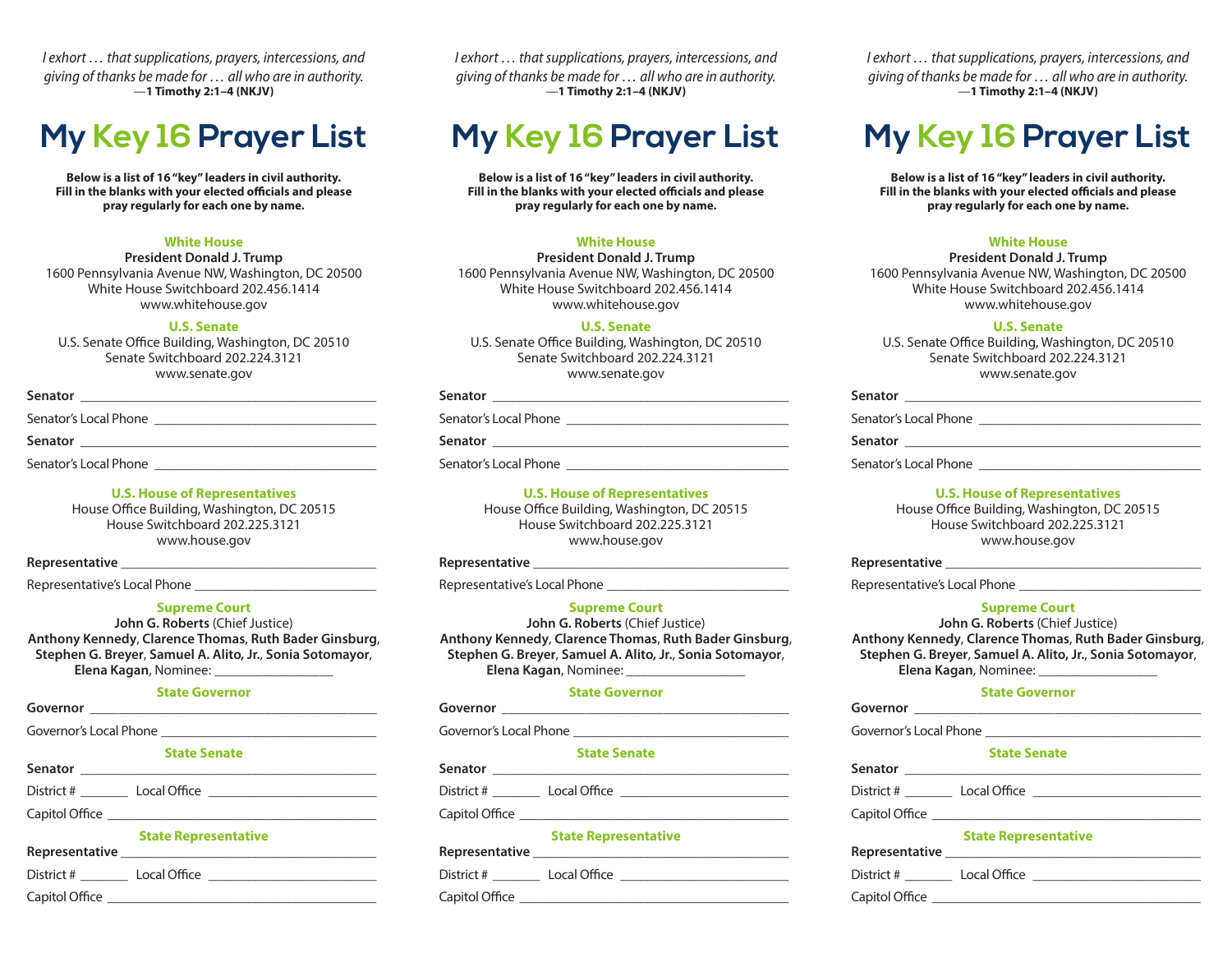*I exhort … that supplications, prayers, intercessions, and giving of thanks be made for … all who are in authority.*
—**1 Timothy 2:1–4 (NKJV)**

# My Key 16 Prayer List

**Below is a list of 16 "key" leaders in civil authority. Fill in the blanks with your elected officials and please pray regularly for each one by name.**

### White House

**President Donald J. Trump**
1600 Pennsylvania Avenue NW, Washington, DC 20500
White House Switchboard 202.456.1414
www.whitehouse.gov

### U.S. Senate

U.S. Senate Office Building, Washington, DC 20510
Senate Switchboard 202.224.3121
www.senate.gov

**Senator** ________________________________________

Senator's Local Phone ________________________________

**Senator** ________________________________________

Senator's Local Phone ________________________________

### U.S. House of Representatives

House Office Building, Washington, DC 20515
House Switchboard 202.225.3121
www.house.gov

**Representative** ___________________________________

Representative's Local Phone __________________________

### Supreme Court

**John G. Roberts** (Chief Justice)
**Anthony Kennedy**, **Clarence Thomas**, **Ruth Bader Ginsburg**, **Stephen G. Breyer**, **Samuel A. Alito, Jr.**, **Sonia Sotomayor**, **Elena Kagan**, Nominee: _________________

### State Governor

**Governor** ________________________________________

Governor's Local Phone _______________________________

### State Senate

**Senator** ________________________________________

District # _______ Local Office ________________________

Capitol Office _______________________________________

### State Representative

**Representative** ___________________________________

District # _______ Local Office ________________________

Capitol Office _______________________________________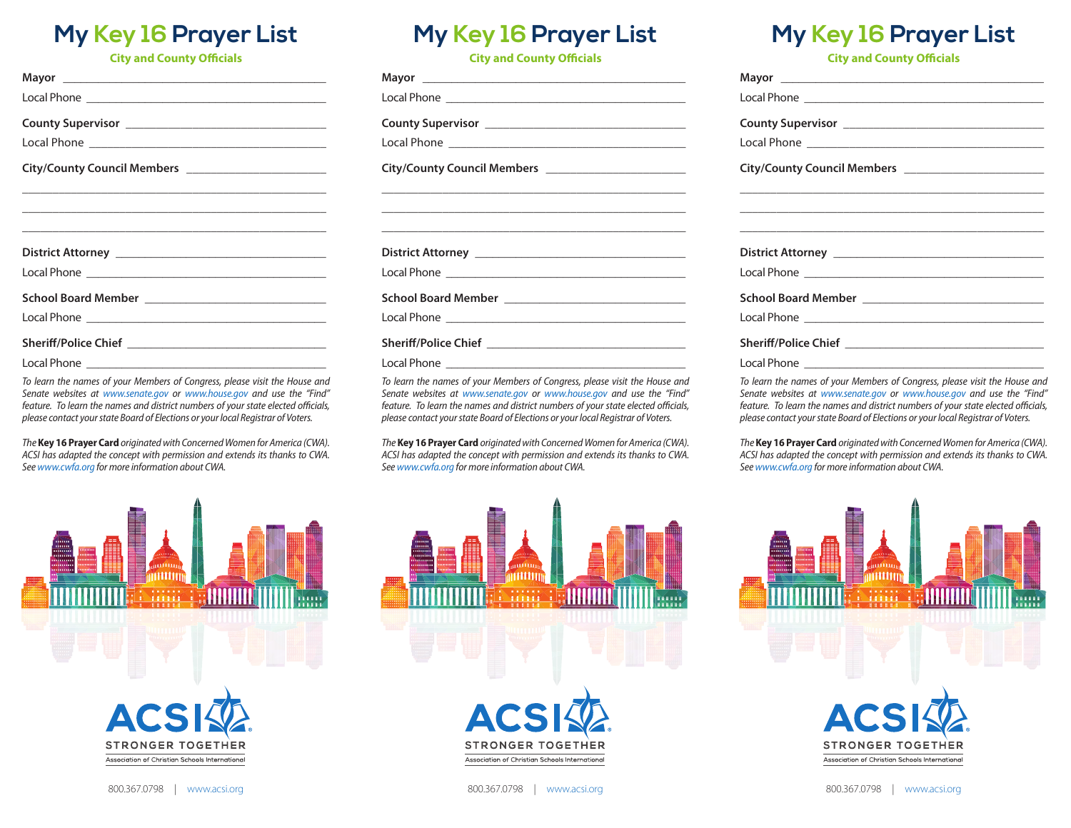# My Key 16 Prayer List

**City and County Officials**

**Mayor** ____________________

Local Phone ____________________

**County Supervisor** ____________________

Local Phone ____________________

**City/County Council Members** ____________________

____________________

____________________

____________________

**District Attorney** ____________________

Local Phone ____________________

**School Board Member** ____________________

Local Phone ____________________

**Sheriff/Police Chief** ____________________

Local Phone ____________________

*To learn the names of your Members of Congress, please visit the House and Senate websites at www.senate.gov or www.house.gov and use the "Find" feature. To learn the names and district numbers of your state elected officials, please contact your state Board of Elections or your local Registrar of Voters.*

*The **Key 16 Prayer Card** originated with Concerned Women for America (CWA). ACSI has adapted the concept with permission and extends its thanks to CWA. See www.cwfa.org for more information about CWA.*

ACSI®
STRONGER TOGETHER
Association of Christian Schools International

800.367.0798 | www.acsi.org

# My Key 16 Prayer List

**City and County Officials**

**Mayor** ____________________

Local Phone ____________________

**County Supervisor** ____________________

Local Phone ____________________

**City/County Council Members** ____________________

____________________

____________________

____________________

**District Attorney** ____________________

Local Phone ____________________

**School Board Member** ____________________

Local Phone ____________________

**Sheriff/Police Chief** ____________________

Local Phone ____________________

*To learn the names of your Members of Congress, please visit the House and Senate websites at www.senate.gov or www.house.gov and use the "Find" feature. To learn the names and district numbers of your state elected officials, please contact your state Board of Elections or your local Registrar of Voters.*

*The **Key 16 Prayer Card** originated with Concerned Women for America (CWA). ACSI has adapted the concept with permission and extends its thanks to CWA. See www.cwfa.org for more information about CWA.*

ACSI®
STRONGER TOGETHER
Association of Christian Schools International

800.367.0798 | www.acsi.org

# My Key 16 Prayer List

**City and County Officials**

**Mayor** ____________________

Local Phone ____________________

**County Supervisor** ____________________

Local Phone ____________________

**City/County Council Members** ____________________

____________________

____________________

____________________

**District Attorney** ____________________

Local Phone ____________________

**School Board Member** ____________________

Local Phone ____________________

**Sheriff/Police Chief** ____________________

Local Phone ____________________

*To learn the names of your Members of Congress, please visit the House and Senate websites at www.senate.gov or www.house.gov and use the "Find" feature. To learn the names and district numbers of your state elected officials, please contact your state Board of Elections or your local Registrar of Voters.*

*The **Key 16 Prayer Card** originated with Concerned Women for America (CWA). ACSI has adapted the concept with permission and extends its thanks to CWA. See www.cwfa.org for more information about CWA.*

ACSI®
STRONGER TOGETHER
Association of Christian Schools International

800.367.0798 | www.acsi.org